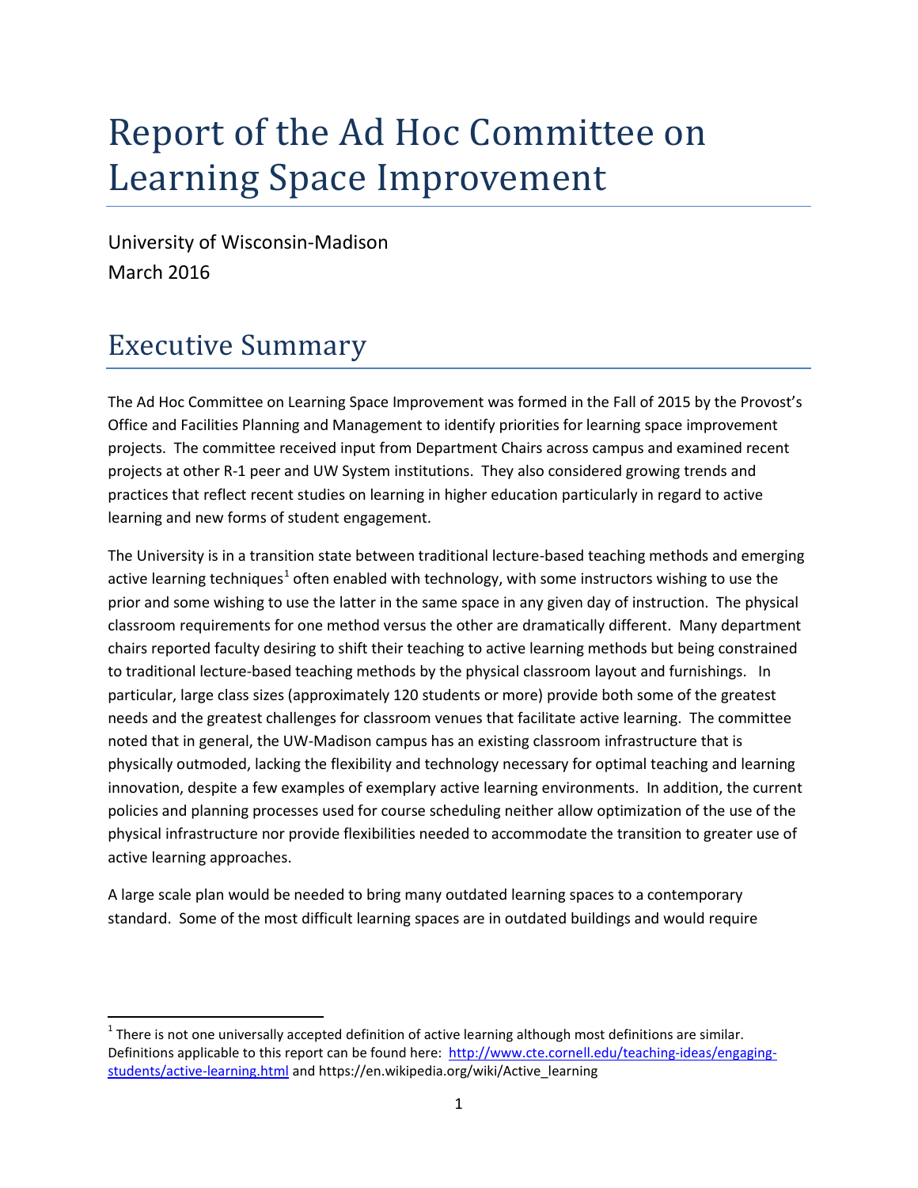# Report of the Ad Hoc Committee on Learning Space Improvement

University of Wisconsin-Madison
March 2016

## Executive Summary

The Ad Hoc Committee on Learning Space Improvement was formed in the Fall of 2015 by the Provost's Office and Facilities Planning and Management to identify priorities for learning space improvement projects. The committee received input from Department Chairs across campus and examined recent projects at other R-1 peer and UW System institutions. They also considered growing trends and practices that reflect recent studies on learning in higher education particularly in regard to active learning and new forms of student engagement.

The University is in a transition state between traditional lecture-based teaching methods and emerging active learning techniques[1] often enabled with technology, with some instructors wishing to use the prior and some wishing to use the latter in the same space in any given day of instruction. The physical classroom requirements for one method versus the other are dramatically different. Many department chairs reported faculty desiring to shift their teaching to active learning methods but being constrained to traditional lecture-based teaching methods by the physical classroom layout and furnishings. In particular, large class sizes (approximately 120 students or more) provide both some of the greatest needs and the greatest challenges for classroom venues that facilitate active learning. The committee noted that in general, the UW-Madison campus has an existing classroom infrastructure that is physically outmoded, lacking the flexibility and technology necessary for optimal teaching and learning innovation, despite a few examples of exemplary active learning environments. In addition, the current policies and planning processes used for course scheduling neither allow optimization of the use of the physical infrastructure nor provide flexibilities needed to accommodate the transition to greater use of active learning approaches.

A large scale plan would be needed to bring many outdated learning spaces to a contemporary standard. Some of the most difficult learning spaces are in outdated buildings and would require

[1] There is not one universally accepted definition of active learning although most definitions are similar. Definitions applicable to this report can be found here: [http://www.cte.cornell.edu/teaching-ideas/engaging-students/active-learning.html](http://www.cte.cornell.edu/teaching-ideas/engaging-students/active-learning.html) and https://en.wikipedia.org/wiki/Active_learning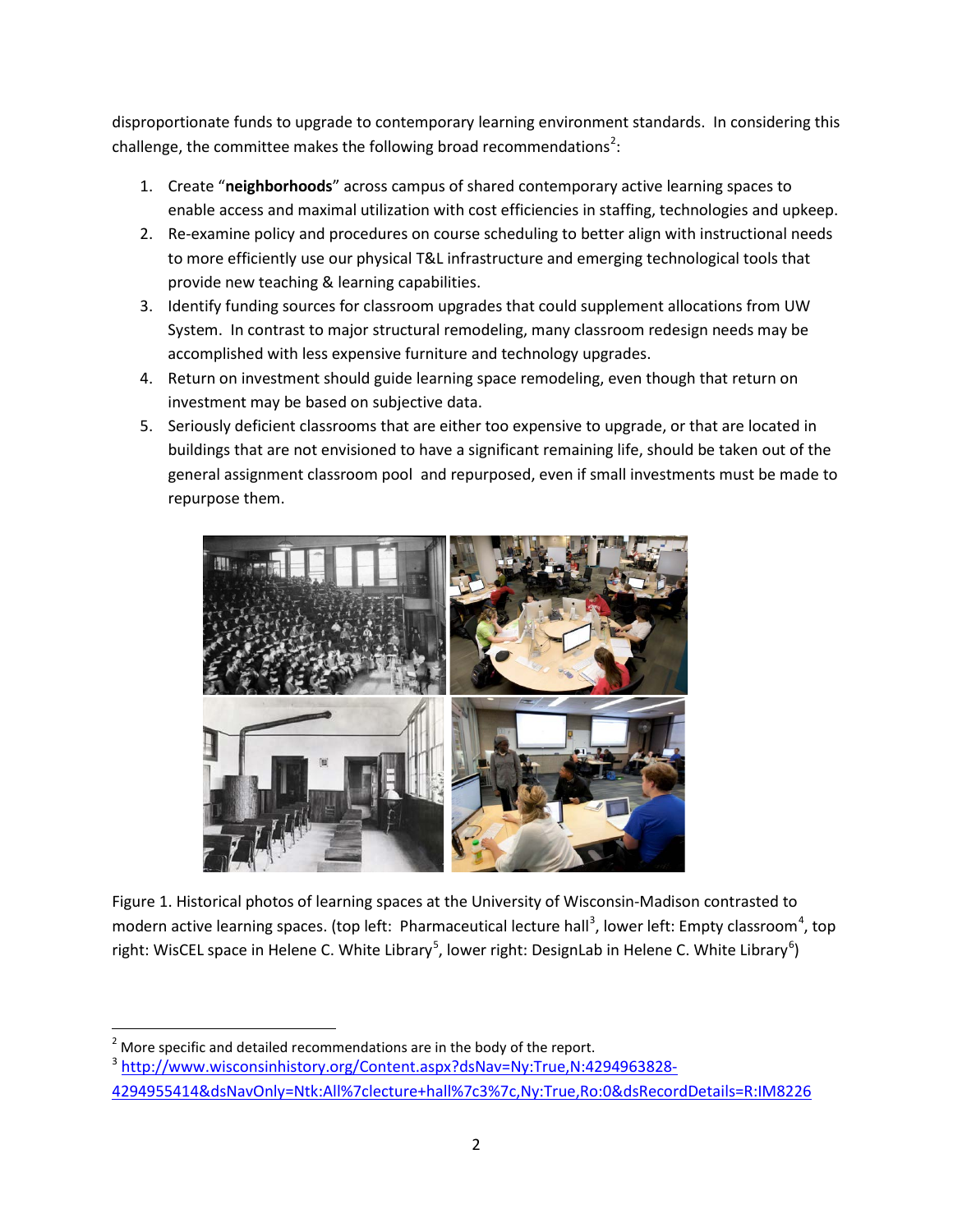disproportionate funds to upgrade to contemporary learning environment standards. In considering this challenge, the committee makes the following broad recommendations[2]:

1. Create "**neighborhoods**" across campus of shared contemporary active learning spaces to enable access and maximal utilization with cost efficiencies in staffing, technologies and upkeep.
2. Re-examine policy and procedures on course scheduling to better align with instructional needs to more efficiently use our physical T&L infrastructure and emerging technological tools that provide new teaching & learning capabilities.
3. Identify funding sources for classroom upgrades that could supplement allocations from UW System. In contrast to major structural remodeling, many classroom redesign needs may be accomplished with less expensive furniture and technology upgrades.
4. Return on investment should guide learning space remodeling, even though that return on investment may be based on subjective data.
5. Seriously deficient classrooms that are either too expensive to upgrade, or that are located in buildings that are not envisioned to have a significant remaining life, should be taken out of the general assignment classroom pool and repurposed, even if small investments must be made to repurpose them.

Figure 1. Historical photos of learning spaces at the University of Wisconsin-Madison contrasted to modern active learning spaces. (top left: Pharmaceutical lecture hall[3], lower left: Empty classroom[4], top right: WisCEL space in Helene C. White Library[5], lower right: DesignLab in Helene C. White Library[6])

[2] More specific and detailed recommendations are in the body of the report.

[3] http://www.wisconsinhistory.org/Content.aspx?dsNav=Ny:True,N:4294963828-4294955414&dsNavOnly=Ntk:All%7clecture+hall%7c3%7c,Ny:True,Ro:0&dsRecordDetails=R:IM8226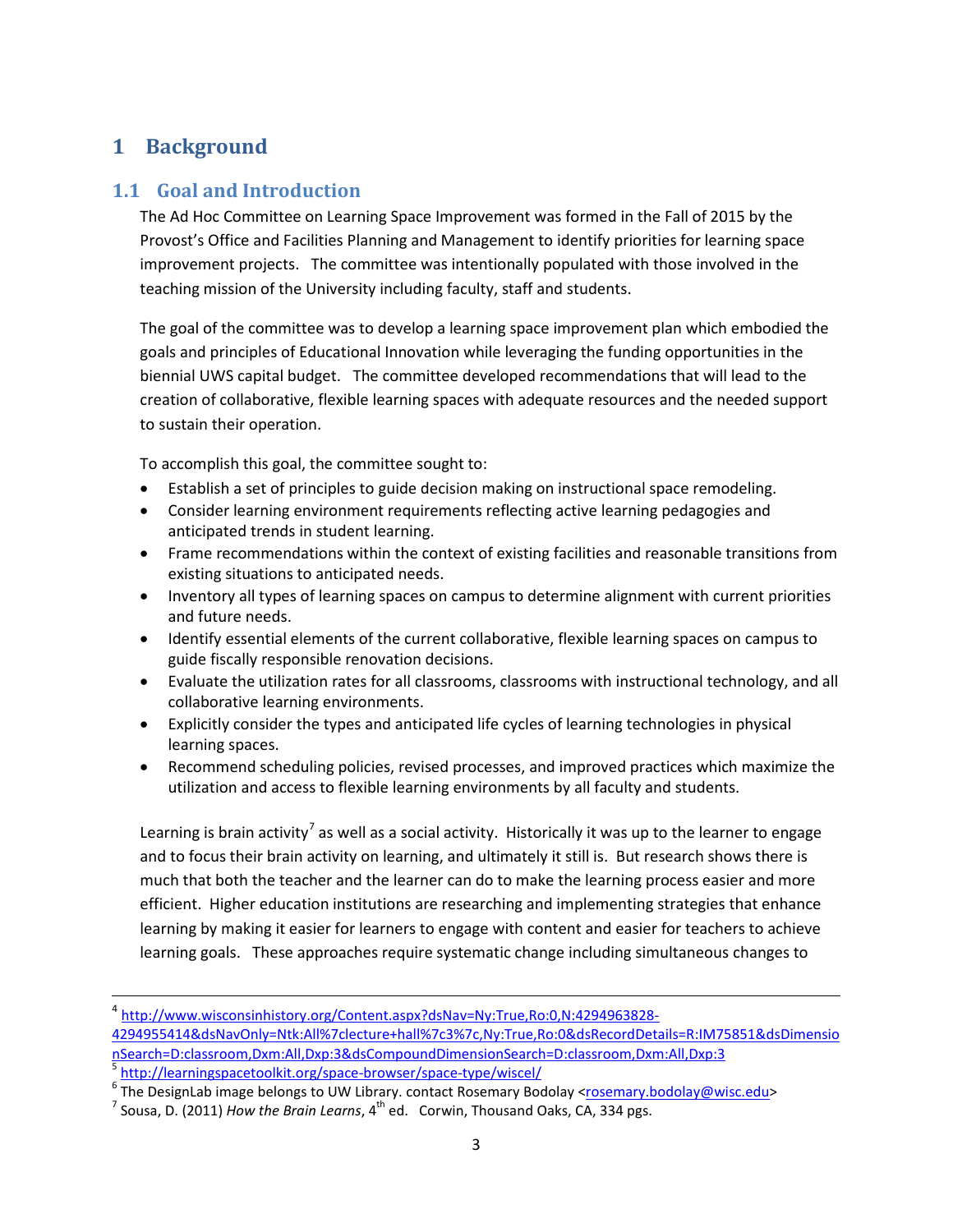# 1 Background

## 1.1 Goal and Introduction

The Ad Hoc Committee on Learning Space Improvement was formed in the Fall of 2015 by the Provost's Office and Facilities Planning and Management to identify priorities for learning space improvement projects. The committee was intentionally populated with those involved in the teaching mission of the University including faculty, staff and students.

The goal of the committee was to develop a learning space improvement plan which embodied the goals and principles of Educational Innovation while leveraging the funding opportunities in the biennial UWS capital budget. The committee developed recommendations that will lead to the creation of collaborative, flexible learning spaces with adequate resources and the needed support to sustain their operation.

To accomplish this goal, the committee sought to:

- Establish a set of principles to guide decision making on instructional space remodeling.
- Consider learning environment requirements reflecting active learning pedagogies and anticipated trends in student learning.
- Frame recommendations within the context of existing facilities and reasonable transitions from existing situations to anticipated needs.
- Inventory all types of learning spaces on campus to determine alignment with current priorities and future needs.
- Identify essential elements of the current collaborative, flexible learning spaces on campus to guide fiscally responsible renovation decisions.
- Evaluate the utilization rates for all classrooms, classrooms with instructional technology, and all collaborative learning environments.
- Explicitly consider the types and anticipated life cycles of learning technologies in physical learning spaces.
- Recommend scheduling policies, revised processes, and improved practices which maximize the utilization and access to flexible learning environments by all faculty and students.

Learning is brain activity[7] as well as a social activity. Historically it was up to the learner to engage and to focus their brain activity on learning, and ultimately it still is. But research shows there is much that both the teacher and the learner can do to make the learning process easier and more efficient. Higher education institutions are researching and implementing strategies that enhance learning by making it easier for learners to engage with content and easier for teachers to achieve learning goals. These approaches require systematic change including simultaneous changes to

---

[4] http://www.wisconsinhistory.org/Content.aspx?dsNav=Ny:True,Ro:0,N:4294963828-4294955414&dsNavOnly=Ntk:All%7clecture+hall%7c3%7c,Ny:True,Ro:0&dsRecordDetails=R:IM75851&dsDimensionSearch=D:classroom,Dxm:All,Dxp:3&dsCompoundDimensionSearch=D:classroom,Dxm:All,Dxp:3

[5] http://learningspacetoolkit.org/space-browser/space-type/wiscel/

[6] The DesignLab image belongs to UW Library. contact Rosemary Bodolay <rosemary.bodolay@wisc.edu>

[7] Sousa, D. (2011) *How the Brain Learns*, 4th ed. Corwin, Thousand Oaks, CA, 334 pgs.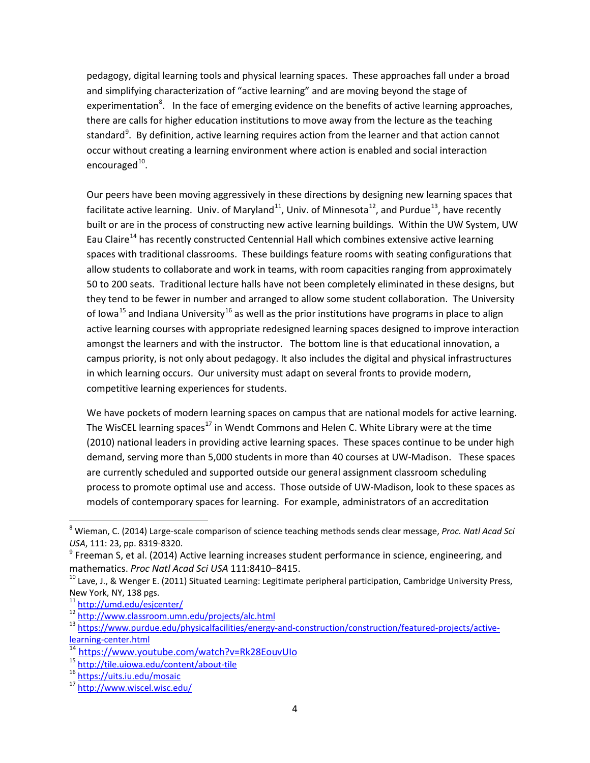pedagogy, digital learning tools and physical learning spaces. These approaches fall under a broad and simplifying characterization of "active learning" and are moving beyond the stage of experimentation[8]. In the face of emerging evidence on the benefits of active learning approaches, there are calls for higher education institutions to move away from the lecture as the teaching standard[9]. By definition, active learning requires action from the learner and that action cannot occur without creating a learning environment where action is enabled and social interaction encouraged[10].

Our peers have been moving aggressively in these directions by designing new learning spaces that facilitate active learning. Univ. of Maryland[11], Univ. of Minnesota[12], and Purdue[13], have recently built or are in the process of constructing new active learning buildings. Within the UW System, UW Eau Claire[14] has recently constructed Centennial Hall which combines extensive active learning spaces with traditional classrooms. These buildings feature rooms with seating configurations that allow students to collaborate and work in teams, with room capacities ranging from approximately 50 to 200 seats. Traditional lecture halls have not been completely eliminated in these designs, but they tend to be fewer in number and arranged to allow some student collaboration. The University of Iowa[15] and Indiana University[16] as well as the prior institutions have programs in place to align active learning courses with appropriate redesigned learning spaces designed to improve interaction amongst the learners and with the instructor. The bottom line is that educational innovation, a campus priority, is not only about pedagogy. It also includes the digital and physical infrastructures in which learning occurs. Our university must adapt on several fronts to provide modern, competitive learning experiences for students.

We have pockets of modern learning spaces on campus that are national models for active learning. The WisCEL learning spaces[17] in Wendt Commons and Helen C. White Library were at the time (2010) national leaders in providing active learning spaces. These spaces continue to be under high demand, serving more than 5,000 students in more than 40 courses at UW-Madison. These spaces are currently scheduled and supported outside our general assignment classroom scheduling process to promote optimal use and access. Those outside of UW-Madison, look to these spaces as models of contemporary spaces for learning. For example, administrators of an accreditation

---

[8] Wieman, C. (2014) Large-scale comparison of science teaching methods sends clear message, *Proc. Natl Acad Sci USA*, 111: 23, pp. 8319-8320.

[9] Freeman S, et al. (2014) Active learning increases student performance in science, engineering, and mathematics. *Proc Natl Acad Sci USA* 111:8410–8415.

[10] Lave, J., & Wenger E. (2011) Situated Learning: Legitimate peripheral participation, Cambridge University Press, New York, NY, 138 pgs.

[11] http://umd.edu/esjcenter/

[12] http://www.classroom.umn.edu/projects/alc.html

[13] https://www.purdue.edu/physicalfacilities/energy-and-construction/construction/featured-projects/active-learning-center.html

[14] https://www.youtube.com/watch?v=Rk28EouvUIo

[15] http://tile.uiowa.edu/content/about-tile

[16] https://uits.iu.edu/mosaic

[17] http://www.wiscel.wisc.edu/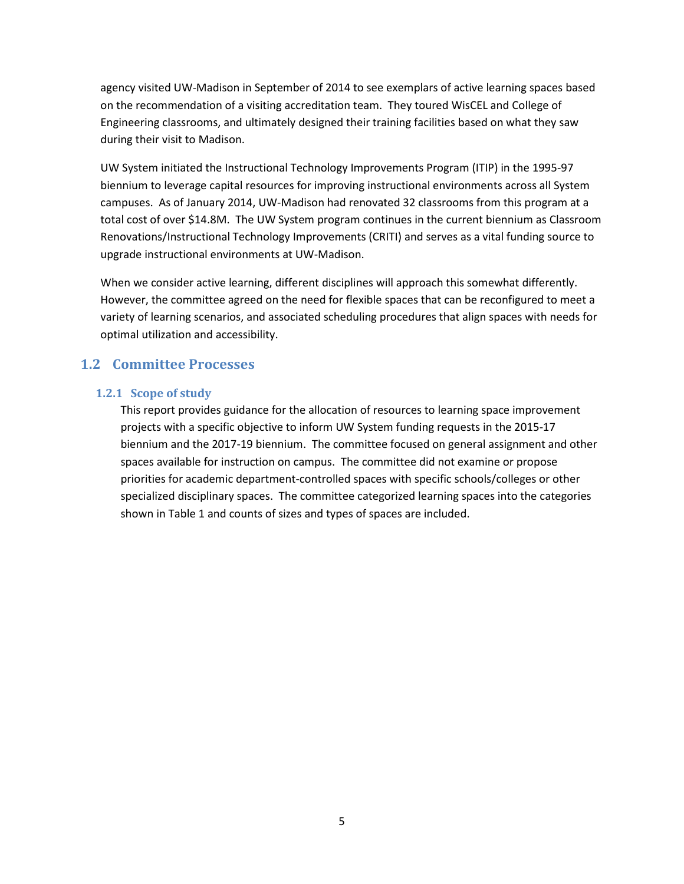agency visited UW-Madison in September of 2014 to see exemplars of active learning spaces based on the recommendation of a visiting accreditation team. They toured WisCEL and College of Engineering classrooms, and ultimately designed their training facilities based on what they saw during their visit to Madison.

UW System initiated the Instructional Technology Improvements Program (ITIP) in the 1995-97 biennium to leverage capital resources for improving instructional environments across all System campuses. As of January 2014, UW-Madison had renovated 32 classrooms from this program at a total cost of over $14.8M. The UW System program continues in the current biennium as Classroom Renovations/Instructional Technology Improvements (CRITI) and serves as a vital funding source to upgrade instructional environments at UW-Madison.

When we consider active learning, different disciplines will approach this somewhat differently. However, the committee agreed on the need for flexible spaces that can be reconfigured to meet a variety of learning scenarios, and associated scheduling procedures that align spaces with needs for optimal utilization and accessibility.

## 1.2 Committee Processes

### 1.2.1 Scope of study

This report provides guidance for the allocation of resources to learning space improvement projects with a specific objective to inform UW System funding requests in the 2015-17 biennium and the 2017-19 biennium. The committee focused on general assignment and other spaces available for instruction on campus. The committee did not examine or propose priorities for academic department-controlled spaces with specific schools/colleges or other specialized disciplinary spaces. The committee categorized learning spaces into the categories shown in Table 1 and counts of sizes and types of spaces are included.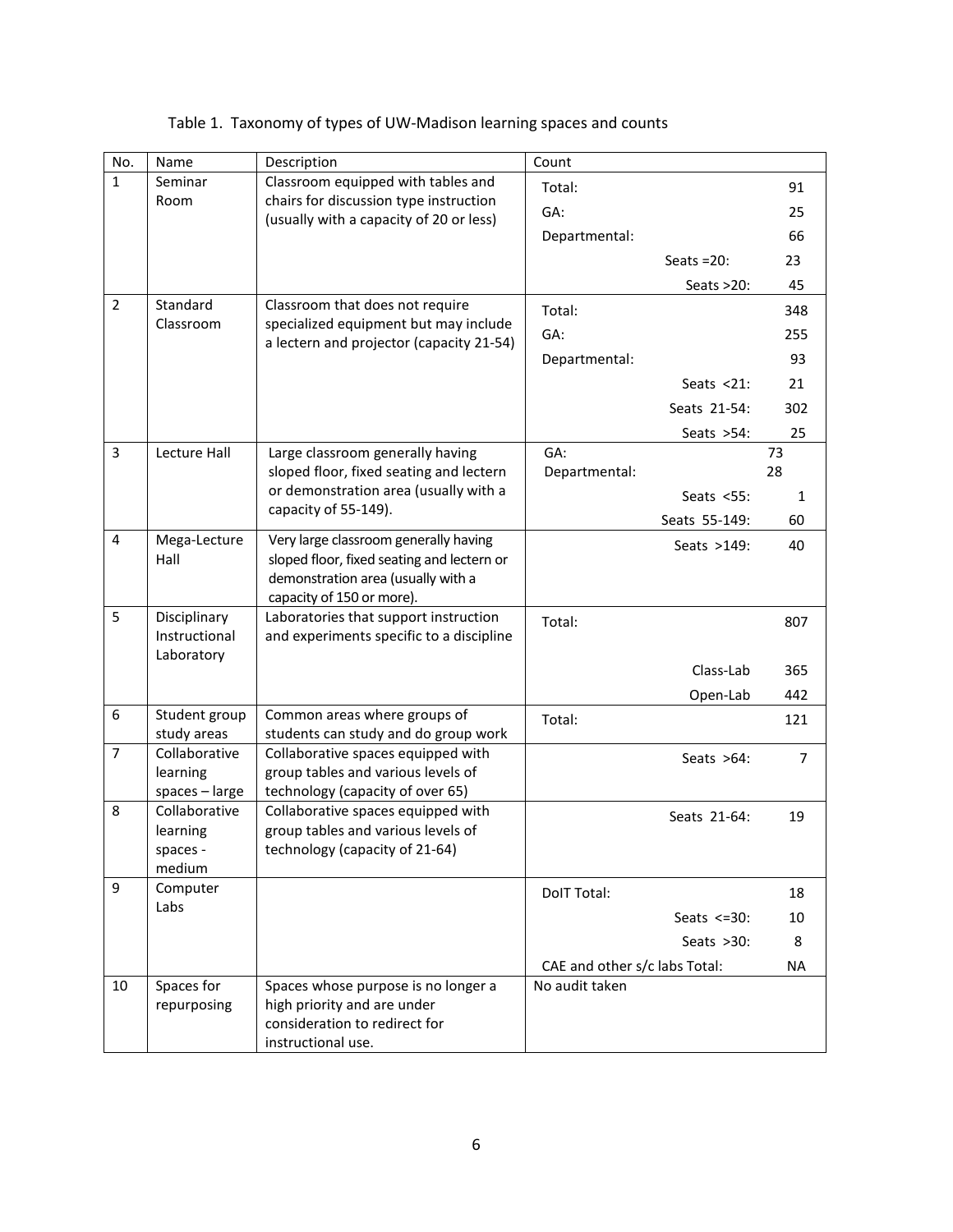Table 1. Taxonomy of types of UW-Madison learning spaces and counts

| No. | Name | Description | Count | | |
|---|---|---|---|---|---|
| 1 | Seminar Room | Classroom equipped with tables and chairs for discussion type instruction (usually with a capacity of 20 or less) | Total: | | 91 |
| | | | GA: | | 25 |
| | | | Departmental: | | 66 |
| | | | | Seats =20: | 23 |
| | | | | Seats >20: | 45 |
| 2 | Standard Classroom | Classroom that does not require specialized equipment but may include a lectern and projector (capacity 21-54) | Total: | | 348 |
| | | | GA: | | 255 |
| | | | Departmental: | | 93 |
| | | | | Seats <21: | 21 |
| | | | | Seats 21-54: | 302 |
| | | | | Seats >54: | 25 |
| 3 | Lecture Hall | Large classroom generally having sloped floor, fixed seating and lectern or demonstration area (usually with a capacity of 55-149). | GA: | | 73 |
| | | | Departmental: | | 28 |
| | | | | Seats <55: | 1 |
| | | | | Seats 55-149: | 60 |
| 4 | Mega-Lecture Hall | Very large classroom generally having sloped floor, fixed seating and lectern or demonstration area (usually with a capacity of 150 or more). | | Seats >149: | 40 |
| 5 | Disciplinary Instructional Laboratory | Laboratories that support instruction and experiments specific to a discipline | Total: | | 807 |
| | | | | Class-Lab | 365 |
| | | | | Open-Lab | 442 |
| 6 | Student group study areas | Common areas where groups of students can study and do group work | Total: | | 121 |
| 7 | Collaborative learning spaces – large | Collaborative spaces equipped with group tables and various levels of technology (capacity of over 65) | | Seats >64: | 7 |
| 8 | Collaborative learning spaces - medium | Collaborative spaces equipped with group tables and various levels of technology (capacity of 21-64) | | Seats 21-64: | 19 |
| 9 | Computer Labs | | DoIT Total: | | 18 |
| | | | | Seats <=30: | 10 |
| | | | | Seats >30: | 8 |
| | | | CAE and other s/c labs Total: | | NA |
| 10 | Spaces for repurposing | Spaces whose purpose is no longer a high priority and are under consideration to redirect for instructional use. | No audit taken | | |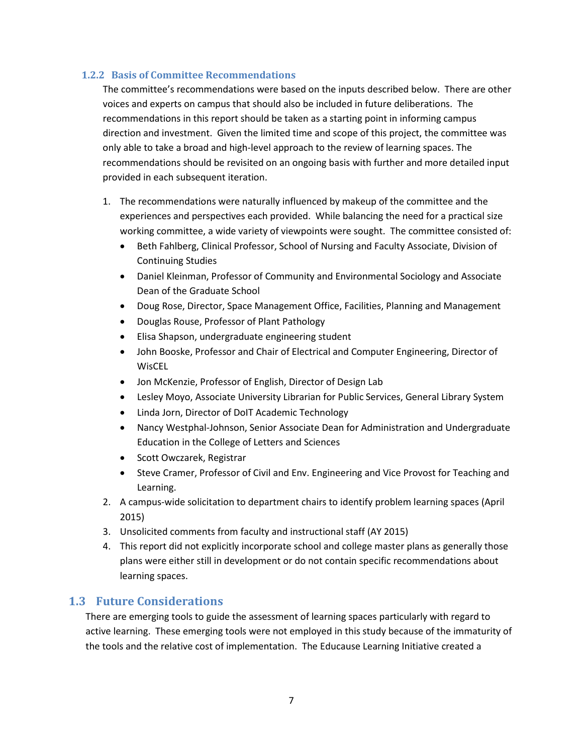### 1.2.2 Basis of Committee Recommendations

The committee's recommendations were based on the inputs described below. There are other voices and experts on campus that should also be included in future deliberations. The recommendations in this report should be taken as a starting point in informing campus direction and investment. Given the limited time and scope of this project, the committee was only able to take a broad and high-level approach to the review of learning spaces. The recommendations should be revisited on an ongoing basis with further and more detailed input provided in each subsequent iteration.

1. The recommendations were naturally influenced by makeup of the committee and the experiences and perspectives each provided. While balancing the need for a practical size working committee, a wide variety of viewpoints were sought. The committee consisted of:
   - Beth Fahlberg, Clinical Professor, School of Nursing and Faculty Associate, Division of Continuing Studies
   - Daniel Kleinman, Professor of Community and Environmental Sociology and Associate Dean of the Graduate School
   - Doug Rose, Director, Space Management Office, Facilities, Planning and Management
   - Douglas Rouse, Professor of Plant Pathology
   - Elisa Shapson, undergraduate engineering student
   - John Booske, Professor and Chair of Electrical and Computer Engineering, Director of WisCEL
   - Jon McKenzie, Professor of English, Director of Design Lab
   - Lesley Moyo, Associate University Librarian for Public Services, General Library System
   - Linda Jorn, Director of DoIT Academic Technology
   - Nancy Westphal-Johnson, Senior Associate Dean for Administration and Undergraduate Education in the College of Letters and Sciences
   - Scott Owczarek, Registrar
   - Steve Cramer, Professor of Civil and Env. Engineering and Vice Provost for Teaching and Learning.
2. A campus-wide solicitation to department chairs to identify problem learning spaces (April 2015)
3. Unsolicited comments from faculty and instructional staff (AY 2015)
4. This report did not explicitly incorporate school and college master plans as generally those plans were either still in development or do not contain specific recommendations about learning spaces.

## 1.3 Future Considerations

There are emerging tools to guide the assessment of learning spaces particularly with regard to active learning. These emerging tools were not employed in this study because of the immaturity of the tools and the relative cost of implementation. The Educause Learning Initiative created a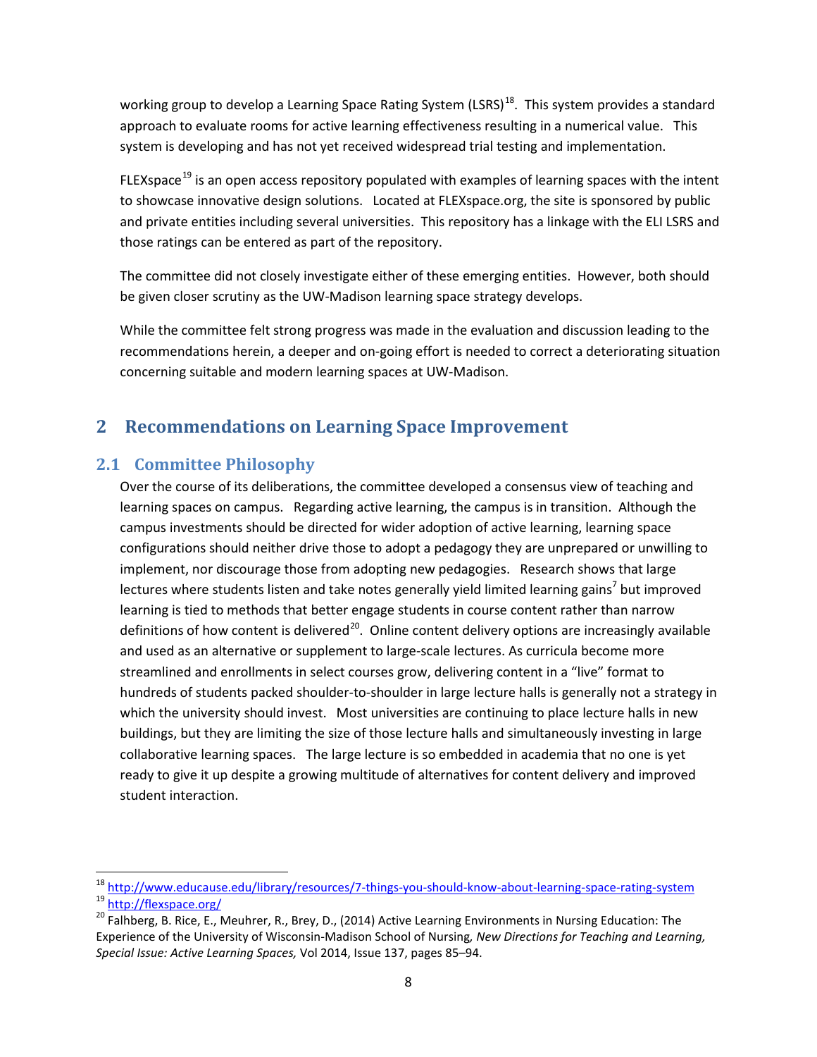working group to develop a Learning Space Rating System (LSRS)[18]. This system provides a standard approach to evaluate rooms for active learning effectiveness resulting in a numerical value. This system is developing and has not yet received widespread trial testing and implementation.

FLEXspace[19] is an open access repository populated with examples of learning spaces with the intent to showcase innovative design solutions. Located at FLEXspace.org, the site is sponsored by public and private entities including several universities. This repository has a linkage with the ELI LSRS and those ratings can be entered as part of the repository.

The committee did not closely investigate either of these emerging entities. However, both should be given closer scrutiny as the UW-Madison learning space strategy develops.

While the committee felt strong progress was made in the evaluation and discussion leading to the recommendations herein, a deeper and on-going effort is needed to correct a deteriorating situation concerning suitable and modern learning spaces at UW-Madison.

# 2 Recommendations on Learning Space Improvement

## 2.1 Committee Philosophy

Over the course of its deliberations, the committee developed a consensus view of teaching and learning spaces on campus. Regarding active learning, the campus is in transition. Although the campus investments should be directed for wider adoption of active learning, learning space configurations should neither drive those to adopt a pedagogy they are unprepared or unwilling to implement, nor discourage those from adopting new pedagogies. Research shows that large lectures where students listen and take notes generally yield limited learning gains[7] but improved learning is tied to methods that better engage students in course content rather than narrow definitions of how content is delivered[20]. Online content delivery options are increasingly available and used as an alternative or supplement to large-scale lectures. As curricula become more streamlined and enrollments in select courses grow, delivering content in a "live" format to hundreds of students packed shoulder-to-shoulder in large lecture halls is generally not a strategy in which the university should invest. Most universities are continuing to place lecture halls in new buildings, but they are limiting the size of those lecture halls and simultaneously investing in large collaborative learning spaces. The large lecture is so embedded in academia that no one is yet ready to give it up despite a growing multitude of alternatives for content delivery and improved student interaction.

---

[18] http://www.educause.edu/library/resources/7-things-you-should-know-about-learning-space-rating-system

[19] http://flexspace.org/

[20] Falhberg, B. Rice, E., Meuhrer, R., Brey, D., (2014) Active Learning Environments in Nursing Education: The Experience of the University of Wisconsin-Madison School of Nursing, *New Directions for Teaching and Learning, Special Issue: Active Learning Spaces,* Vol 2014, Issue 137, pages 85–94.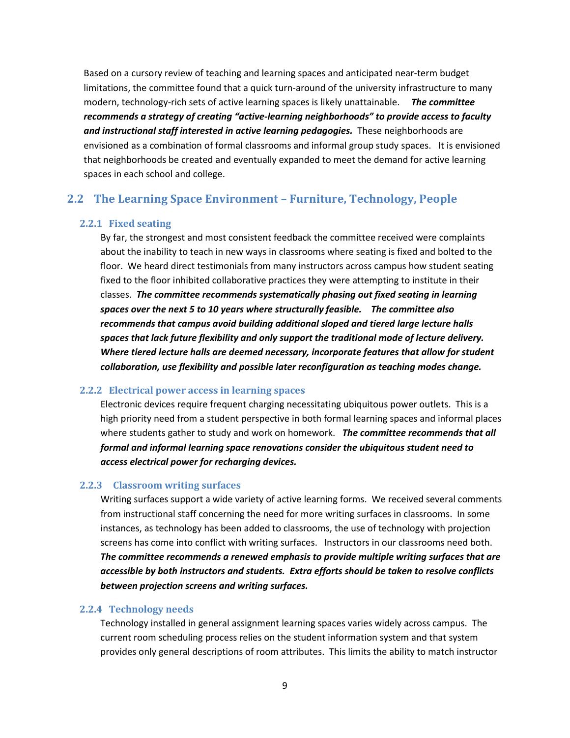Based on a cursory review of teaching and learning spaces and anticipated near-term budget limitations, the committee found that a quick turn-around of the university infrastructure to many modern, technology-rich sets of active learning spaces is likely unattainable. ***The committee recommends a strategy of creating "active-learning neighborhoods" to provide access to faculty and instructional staff interested in active learning pedagogies.*** These neighborhoods are envisioned as a combination of formal classrooms and informal group study spaces. It is envisioned that neighborhoods be created and eventually expanded to meet the demand for active learning spaces in each school and college.

## 2.2 The Learning Space Environment – Furniture, Technology, People

### 2.2.1 Fixed seating

By far, the strongest and most consistent feedback the committee received were complaints about the inability to teach in new ways in classrooms where seating is fixed and bolted to the floor. We heard direct testimonials from many instructors across campus how student seating fixed to the floor inhibited collaborative practices they were attempting to institute in their classes. ***The committee recommends systematically phasing out fixed seating in learning spaces over the next 5 to 10 years where structurally feasible. The committee also recommends that campus avoid building additional sloped and tiered large lecture halls spaces that lack future flexibility and only support the traditional mode of lecture delivery. Where tiered lecture halls are deemed necessary, incorporate features that allow for student collaboration, use flexibility and possible later reconfiguration as teaching modes change.***

### 2.2.2 Electrical power access in learning spaces

Electronic devices require frequent charging necessitating ubiquitous power outlets. This is a high priority need from a student perspective in both formal learning spaces and informal places where students gather to study and work on homework. ***The committee recommends that all formal and informal learning space renovations consider the ubiquitous student need to access electrical power for recharging devices.***

### 2.2.3 Classroom writing surfaces

Writing surfaces support a wide variety of active learning forms. We received several comments from instructional staff concerning the need for more writing surfaces in classrooms. In some instances, as technology has been added to classrooms, the use of technology with projection screens has come into conflict with writing surfaces. Instructors in our classrooms need both. ***The committee recommends a renewed emphasis to provide multiple writing surfaces that are accessible by both instructors and students. Extra efforts should be taken to resolve conflicts between projection screens and writing surfaces.***

### 2.2.4 Technology needs

Technology installed in general assignment learning spaces varies widely across campus. The current room scheduling process relies on the student information system and that system provides only general descriptions of room attributes. This limits the ability to match instructor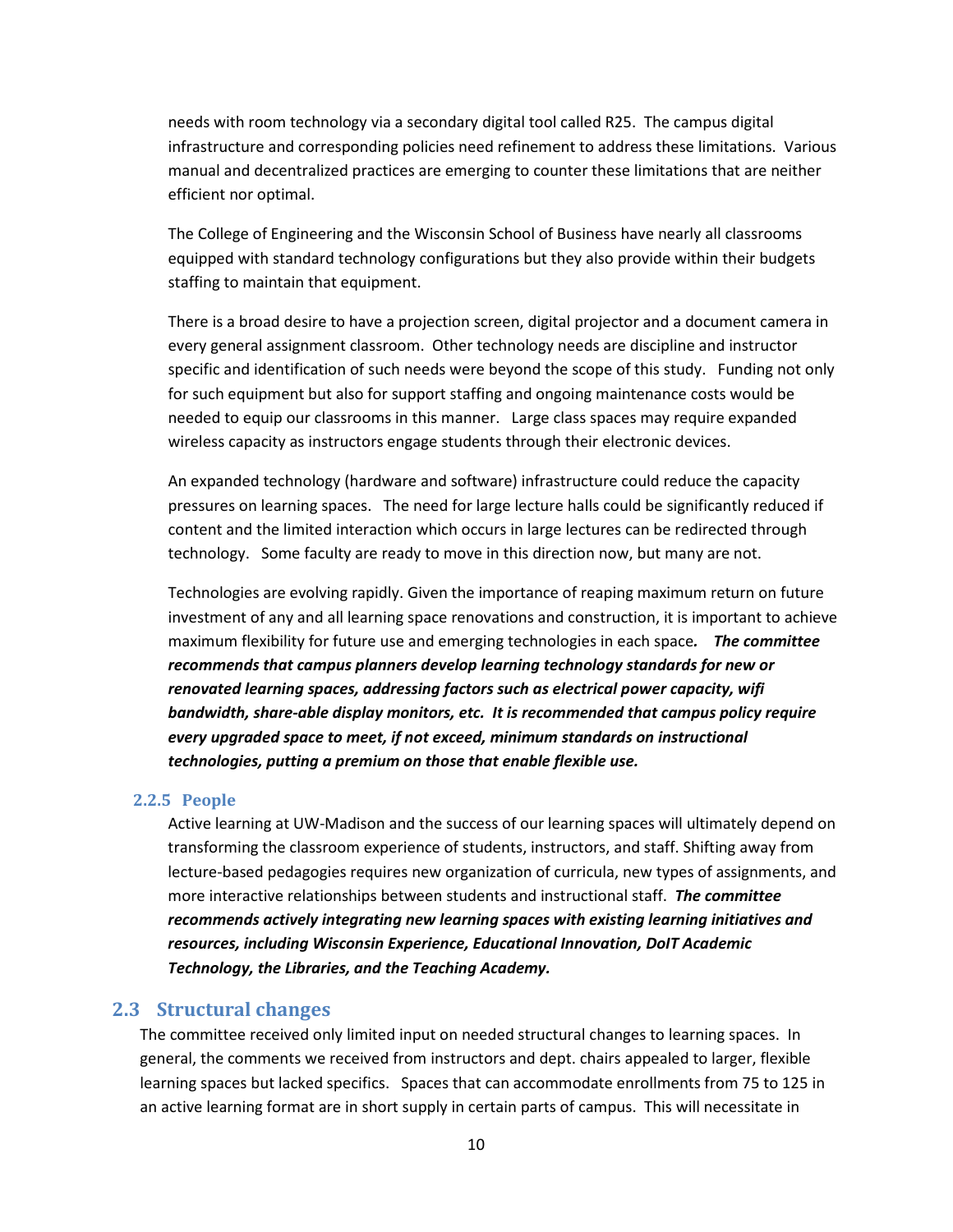needs with room technology via a secondary digital tool called R25. The campus digital infrastructure and corresponding policies need refinement to address these limitations. Various manual and decentralized practices are emerging to counter these limitations that are neither efficient nor optimal.

The College of Engineering and the Wisconsin School of Business have nearly all classrooms equipped with standard technology configurations but they also provide within their budgets staffing to maintain that equipment.

There is a broad desire to have a projection screen, digital projector and a document camera in every general assignment classroom. Other technology needs are discipline and instructor specific and identification of such needs were beyond the scope of this study. Funding not only for such equipment but also for support staffing and ongoing maintenance costs would be needed to equip our classrooms in this manner. Large class spaces may require expanded wireless capacity as instructors engage students through their electronic devices.

An expanded technology (hardware and software) infrastructure could reduce the capacity pressures on learning spaces. The need for large lecture halls could be significantly reduced if content and the limited interaction which occurs in large lectures can be redirected through technology. Some faculty are ready to move in this direction now, but many are not.

Technologies are evolving rapidly. Given the importance of reaping maximum return on future investment of any and all learning space renovations and construction, it is important to achieve maximum flexibility for future use and emerging technologies in each space***.*** ***The committee recommends that campus planners develop learning technology standards for new or renovated learning spaces, addressing factors such as electrical power capacity, wifi bandwidth, share-able display monitors, etc. It is recommended that campus policy require every upgraded space to meet, if not exceed, minimum standards on instructional technologies, putting a premium on those that enable flexible use.***

### 2.2.5 People

Active learning at UW-Madison and the success of our learning spaces will ultimately depend on transforming the classroom experience of students, instructors, and staff. Shifting away from lecture-based pedagogies requires new organization of curricula, new types of assignments, and more interactive relationships between students and instructional staff. ***The committee recommends actively integrating new learning spaces with existing learning initiatives and resources, including Wisconsin Experience, Educational Innovation, DoIT Academic Technology, the Libraries, and the Teaching Academy.***

## 2.3 Structural changes

The committee received only limited input on needed structural changes to learning spaces. In general, the comments we received from instructors and dept. chairs appealed to larger, flexible learning spaces but lacked specifics. Spaces that can accommodate enrollments from 75 to 125 in an active learning format are in short supply in certain parts of campus. This will necessitate in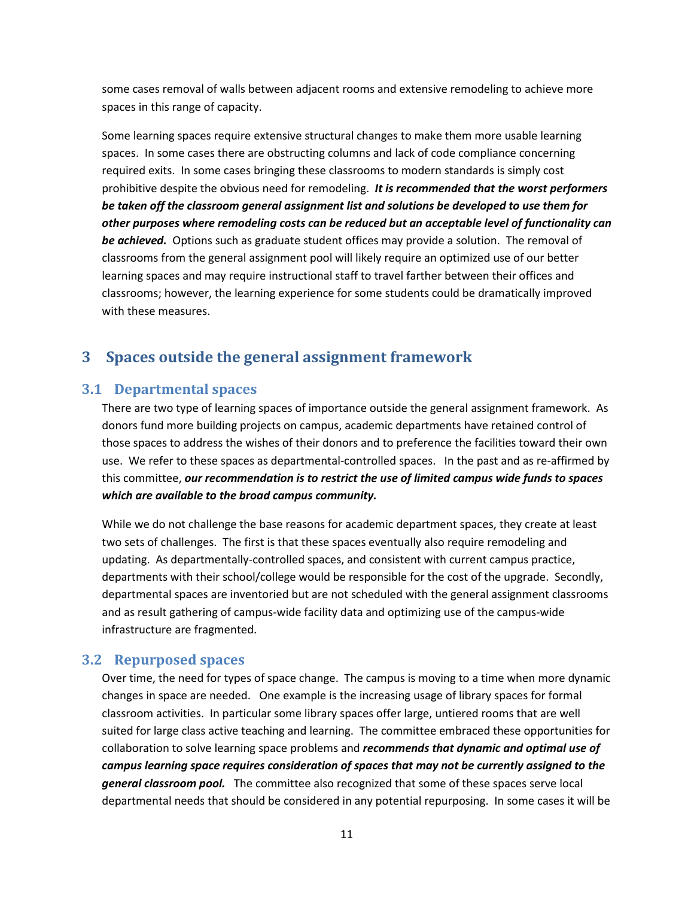some cases removal of walls between adjacent rooms and extensive remodeling to achieve more spaces in this range of capacity.

Some learning spaces require extensive structural changes to make them more usable learning spaces. In some cases there are obstructing columns and lack of code compliance concerning required exits. In some cases bringing these classrooms to modern standards is simply cost prohibitive despite the obvious need for remodeling. ***It is recommended that the worst performers be taken off the classroom general assignment list and solutions be developed to use them for other purposes where remodeling costs can be reduced but an acceptable level of functionality can be achieved.*** Options such as graduate student offices may provide a solution. The removal of classrooms from the general assignment pool will likely require an optimized use of our better learning spaces and may require instructional staff to travel farther between their offices and classrooms; however, the learning experience for some students could be dramatically improved with these measures.

# 3 Spaces outside the general assignment framework

## 3.1 Departmental spaces

There are two type of learning spaces of importance outside the general assignment framework. As donors fund more building projects on campus, academic departments have retained control of those spaces to address the wishes of their donors and to preference the facilities toward their own use. We refer to these spaces as departmental-controlled spaces. In the past and as re-affirmed by this committee, ***our recommendation is to restrict the use of limited campus wide funds to spaces which are available to the broad campus community.***

While we do not challenge the base reasons for academic department spaces, they create at least two sets of challenges. The first is that these spaces eventually also require remodeling and updating. As departmentally-controlled spaces, and consistent with current campus practice, departments with their school/college would be responsible for the cost of the upgrade. Secondly, departmental spaces are inventoried but are not scheduled with the general assignment classrooms and as result gathering of campus-wide facility data and optimizing use of the campus-wide infrastructure are fragmented.

## 3.2 Repurposed spaces

Over time, the need for types of space change. The campus is moving to a time when more dynamic changes in space are needed. One example is the increasing usage of library spaces for formal classroom activities. In particular some library spaces offer large, untiered rooms that are well suited for large class active teaching and learning. The committee embraced these opportunities for collaboration to solve learning space problems and ***recommends that dynamic and optimal use of campus learning space requires consideration of spaces that may not be currently assigned to the general classroom pool.*** The committee also recognized that some of these spaces serve local departmental needs that should be considered in any potential repurposing. In some cases it will be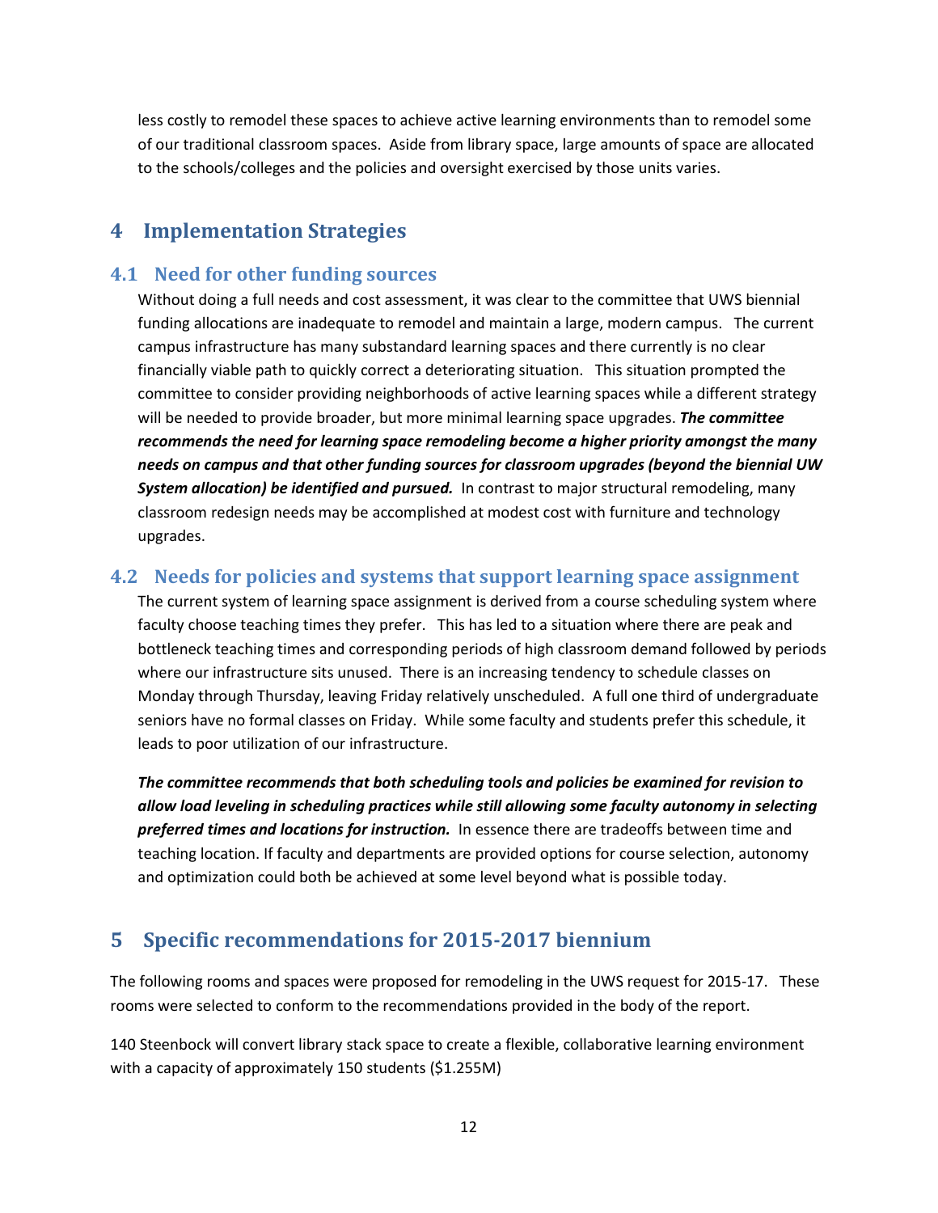less costly to remodel these spaces to achieve active learning environments than to remodel some of our traditional classroom spaces. Aside from library space, large amounts of space are allocated to the schools/colleges and the policies and oversight exercised by those units varies.

# 4 Implementation Strategies

## 4.1 Need for other funding sources

Without doing a full needs and cost assessment, it was clear to the committee that UWS biennial funding allocations are inadequate to remodel and maintain a large, modern campus. The current campus infrastructure has many substandard learning spaces and there currently is no clear financially viable path to quickly correct a deteriorating situation. This situation prompted the committee to consider providing neighborhoods of active learning spaces while a different strategy will be needed to provide broader, but more minimal learning space upgrades. ***The committee recommends the need for learning space remodeling become a higher priority amongst the many needs on campus and that other funding sources for classroom upgrades (beyond the biennial UW System allocation) be identified and pursued.*** In contrast to major structural remodeling, many classroom redesign needs may be accomplished at modest cost with furniture and technology upgrades.

## 4.2 Needs for policies and systems that support learning space assignment

The current system of learning space assignment is derived from a course scheduling system where faculty choose teaching times they prefer. This has led to a situation where there are peak and bottleneck teaching times and corresponding periods of high classroom demand followed by periods where our infrastructure sits unused. There is an increasing tendency to schedule classes on Monday through Thursday, leaving Friday relatively unscheduled. A full one third of undergraduate seniors have no formal classes on Friday. While some faculty and students prefer this schedule, it leads to poor utilization of our infrastructure.

***The committee recommends that both scheduling tools and policies be examined for revision to allow load leveling in scheduling practices while still allowing some faculty autonomy in selecting preferred times and locations for instruction.*** In essence there are tradeoffs between time and teaching location. If faculty and departments are provided options for course selection, autonomy and optimization could both be achieved at some level beyond what is possible today.

# 5 Specific recommendations for 2015-2017 biennium

The following rooms and spaces were proposed for remodeling in the UWS request for 2015-17. These rooms were selected to conform to the recommendations provided in the body of the report.

140 Steenbock will convert library stack space to create a flexible, collaborative learning environment with a capacity of approximately 150 students ($1.255M)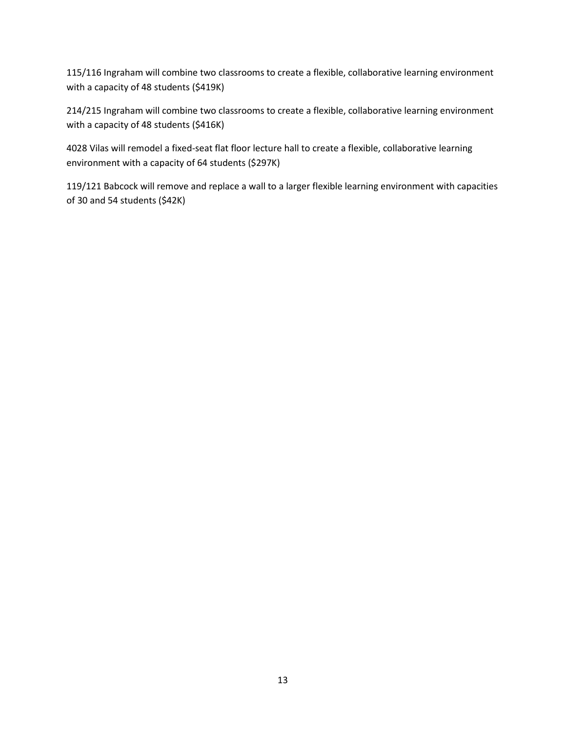115/116 Ingraham will combine two classrooms to create a flexible, collaborative learning environment with a capacity of 48 students ($419K)

214/215 Ingraham will combine two classrooms to create a flexible, collaborative learning environment with a capacity of 48 students ($416K)

4028 Vilas will remodel a fixed-seat flat floor lecture hall to create a flexible, collaborative learning environment with a capacity of 64 students ($297K)

119/121 Babcock will remove and replace a wall to a larger flexible learning environment with capacities of 30 and 54 students ($42K)